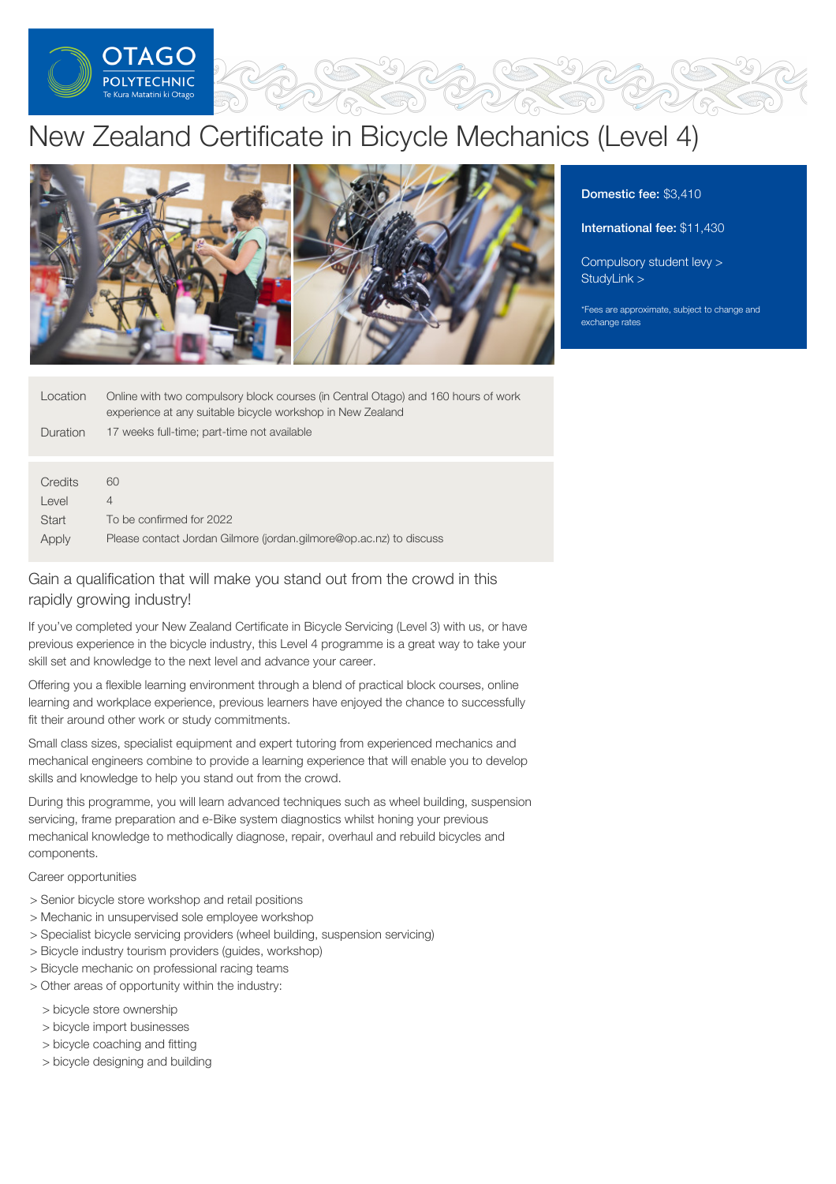# New Zealand Certificate in Bicycle Mechanics (Level 4)

**Domestic fee:** $3,410

**International fee:** $11,430

Compulsory student levy >
StudyLink >

*Fees are approximate, subject to change and exchange rates

| | |
|---|---|
| Location | Online with two compulsory block courses (in Central Otago) and 160 hours of work experience at any suitable bicycle workshop in New Zealand |
| Duration | 17 weeks full-time; part-time not available |

| | |
|---|---|
| Credits | 60 |
| Level | 4 |
| Start | To be confirmed for 2022 |
| Apply | Please contact Jordan Gilmore (jordan.gilmore@op.ac.nz) to discuss |

## Gain a qualification that will make you stand out from the crowd in this rapidly growing industry!

If you've completed your New Zealand Certificate in Bicycle Servicing (Level 3) with us, or have previous experience in the bicycle industry, this Level 4 programme is a great way to take your skill set and knowledge to the next level and advance your career.

Offering you a flexible learning environment through a blend of practical block courses, online learning and workplace experience, previous learners have enjoyed the chance to successfully fit their around other work or study commitments.

Small class sizes, specialist equipment and expert tutoring from experienced mechanics and mechanical engineers combine to provide a learning experience that will enable you to develop skills and knowledge to help you stand out from the crowd.

During this programme, you will learn advanced techniques such as wheel building, suspension servicing, frame preparation and e-Bike system diagnostics whilst honing your previous mechanical knowledge to methodically diagnose, repair, overhaul and rebuild bicycles and components.

Career opportunities

- Senior bicycle store workshop and retail positions
- Mechanic in unsupervised sole employee workshop
- Specialist bicycle servicing providers (wheel building, suspension servicing)
- Bicycle industry tourism providers (guides, workshop)
- Bicycle mechanic on professional racing teams
- Other areas of opportunity within the industry:
  - bicycle store ownership
  - bicycle import businesses
  - bicycle coaching and fitting
  - bicycle designing and building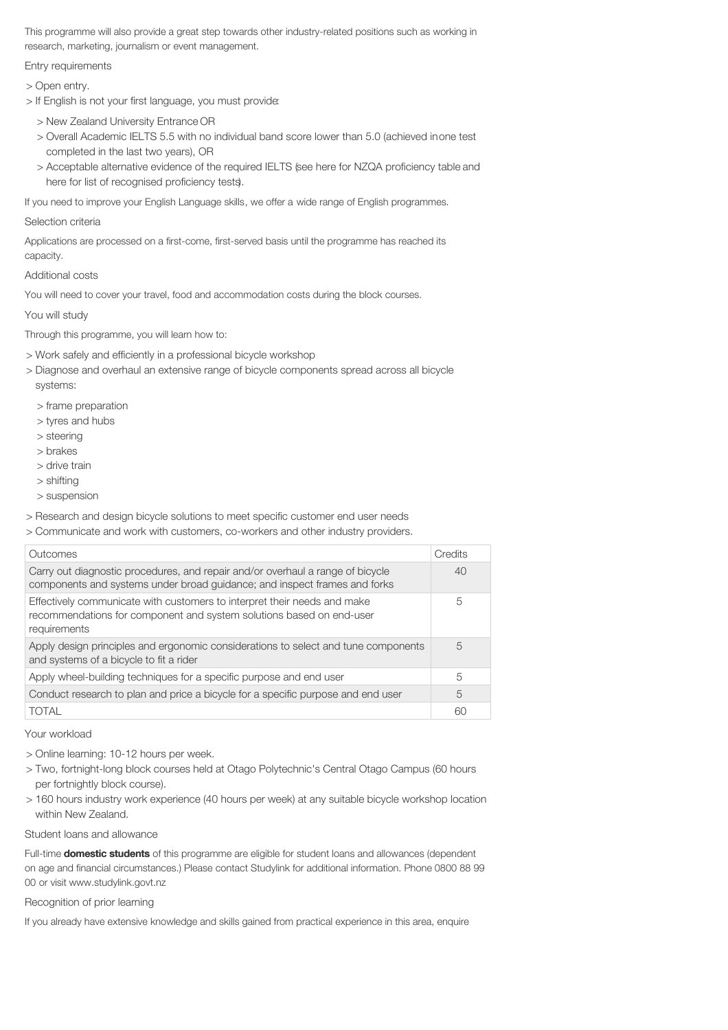This programme will also provide a great step towards other industry-related positions such as working in research, marketing, journalism or event management.

## Entry requirements

> Open entry.
> If English is not your first language, you must provide:
> > New Zealand University Entrance OR
> > Overall Academic IELTS 5.5 with no individual band score lower than 5.0 (achieved in one test completed in the last two years), OR
> > Acceptable alternative evidence of the required IELTS (see here for NZQA proficiency table and here for list of recognised proficiency tests).

If you need to improve your English Language skills, we offer a wide range of English programmes.

## Selection criteria

Applications are processed on a first-come, first-served basis until the programme has reached its capacity.

## Additional costs

You will need to cover your travel, food and accommodation costs during the block courses.

## You will study

Through this programme, you will learn how to:

> Work safely and efficiently in a professional bicycle workshop
> Diagnose and overhaul an extensive range of bicycle components spread across all bicycle systems:
> > frame preparation
> > tyres and hubs
> > steering
> > brakes
> > drive train
> > shifting
> > suspension
> Research and design bicycle solutions to meet specific customer end user needs
> Communicate and work with customers, co-workers and other industry providers.

| Outcomes | Credits |
| --- | --- |
| Carry out diagnostic procedures, and repair and/or overhaul a range of bicycle components and systems under broad guidance; and inspect frames and forks | 40 |
| Effectively communicate with customers to interpret their needs and make recommendations for component and system solutions based on end-user requirements | 5 |
| Apply design principles and ergonomic considerations to select and tune components and systems of a bicycle to fit a rider | 5 |
| Apply wheel-building techniques for a specific purpose and end user | 5 |
| Conduct research to plan and price a bicycle for a specific purpose and end user | 5 |
| TOTAL | 60 |

## Your workload

> Online learning: 10-12 hours per week.
> Two, fortnight-long block courses held at Otago Polytechnic's Central Otago Campus (60 hours per fortnightly block course).
> 160 hours industry work experience (40 hours per week) at any suitable bicycle workshop location within New Zealand.

## Student loans and allowance

Full-time **domestic students** of this programme are eligible for student loans and allowances (dependent on age and financial circumstances.) Please contact Studylink for additional information. Phone 0800 88 99 00 or visit www.studylink.govt.nz

## Recognition of prior learning

If you already have extensive knowledge and skills gained from practical experience in this area, enquire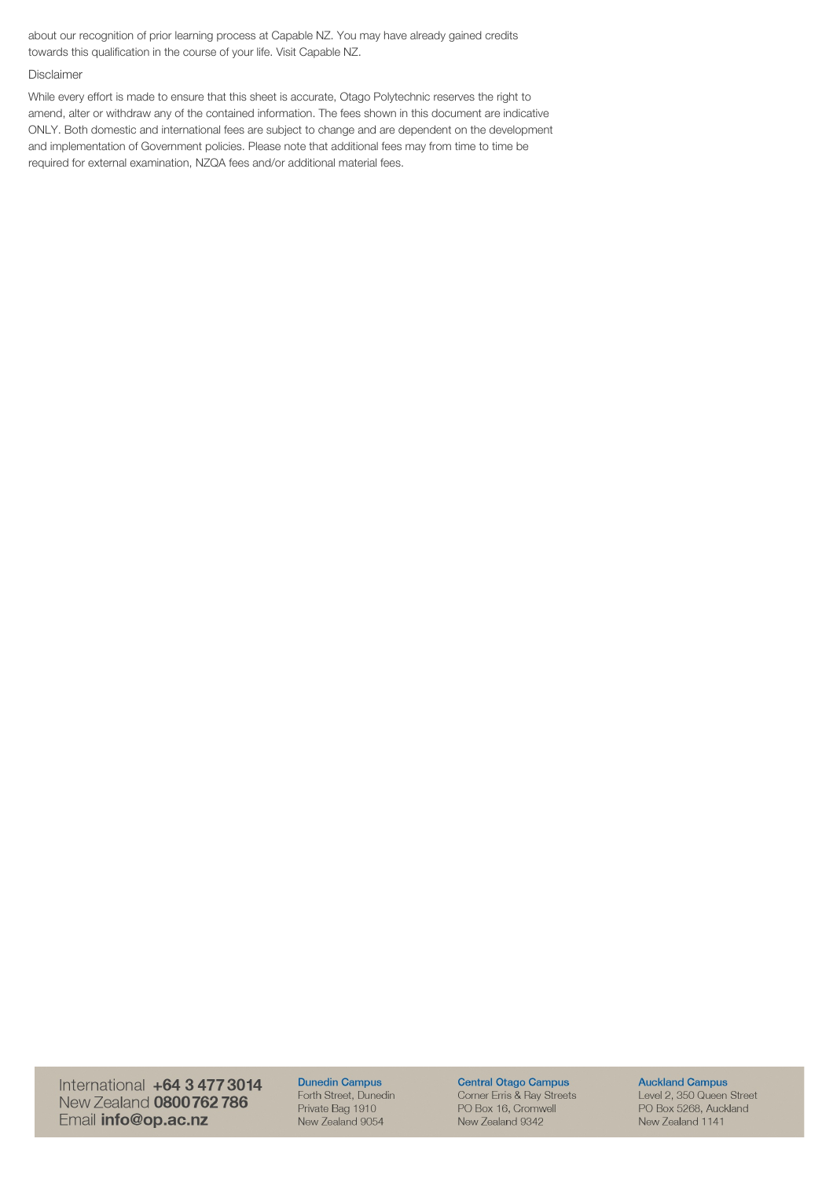about our recognition of prior learning process at Capable NZ. You may have already gained credits towards this qualification in the course of your life. Visit Capable NZ.

Disclaimer

While every effort is made to ensure that this sheet is accurate, Otago Polytechnic reserves the right to amend, alter or withdraw any of the contained information. The fees shown in this document are indicative ONLY. Both domestic and international fees are subject to change and are dependent on the development and implementation of Government policies. Please note that additional fees may from time to time be required for external examination, NZQA fees and/or additional material fees.

International **+64 3 477 3014**
New Zealand **0800 762 786**
Email **info@op.ac.nz**

**Dunedin Campus**
Forth Street, Dunedin
Private Bag 1910
New Zealand 9054

**Central Otago Campus**
Corner Erris & Ray Streets
PO Box 16, Cromwell
New Zealand 9342

**Auckland Campus**
Level 2, 350 Queen Street
PO Box 5268, Auckland
New Zealand 1141